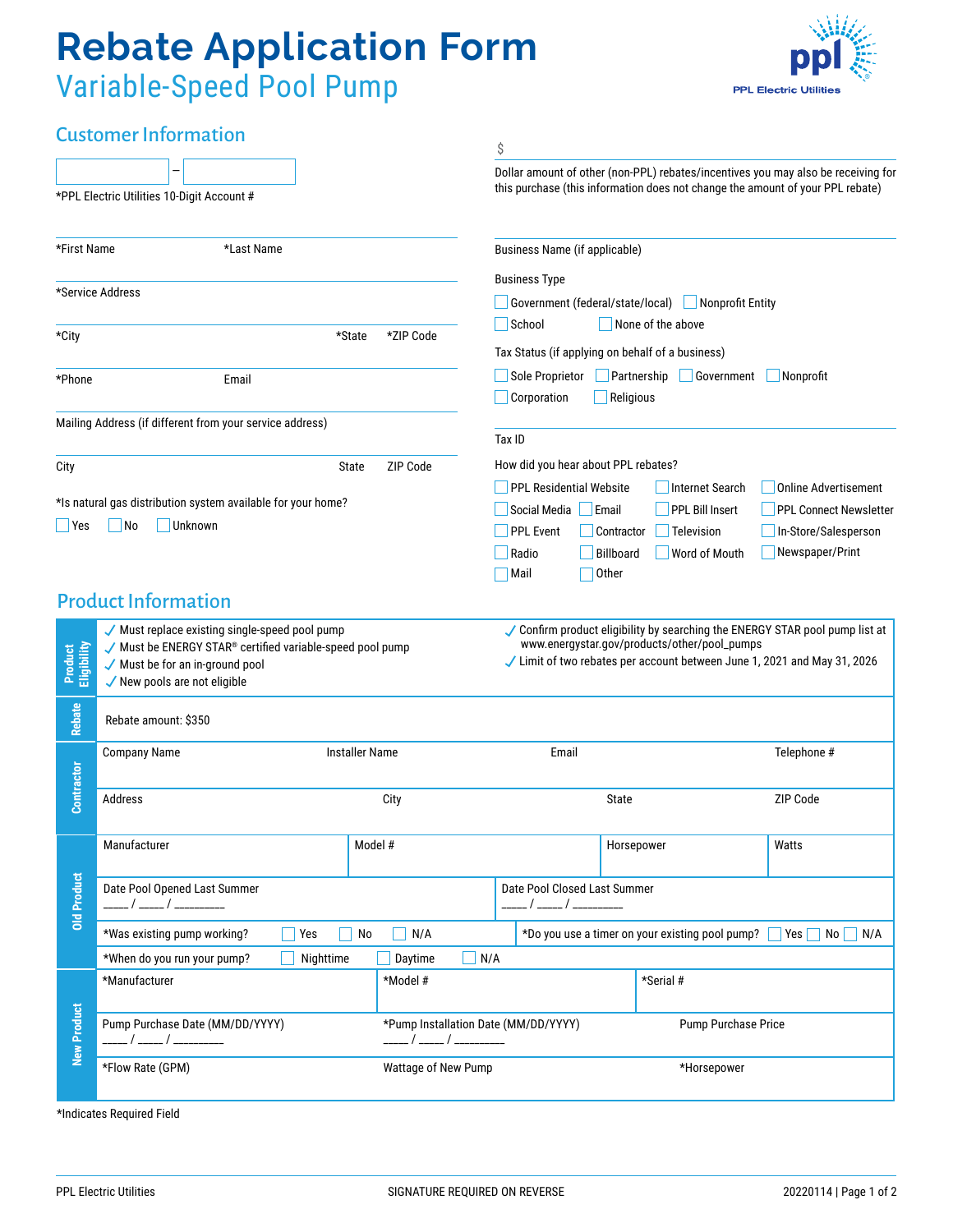# Rebate Application Form

## Variable-Speed Pool Pump

## Customer Information

\_\_\_\_\_\_\_\_\_\_ – \_\_\_\_\_\_\_\_\_\_

*PPL Electric Utilities 10-Digit Account #

*First Name *Last Name

*Service Address

*City *State *ZIP Code

*Phone Email

Mailing Address (if different from your service address)

City State ZIP Code

*Is natural gas distribution system available for your home?

☐ Yes ☐ No ☐ Unknown

$

Dollar amount of other (non-PPL) rebates/incentives you may also be receiving for this purchase (this information does not change the amount of your PPL rebate)

Business Name (if applicable)

Business Type

☐ Government (federal/state/local) ☐ Nonprofit Entity
☐ School ☐ None of the above

Tax Status (if applying on behalf of a business)

☐ Sole Proprietor ☐ Partnership ☐ Government ☐ Nonprofit
☐ Corporation ☐ Religious

Tax ID

How did you hear about PPL rebates?

☐ PPL Residential Website ☐ Internet Search ☐ Online Advertisement
☐ Social Media ☐ Email ☐ PPL Bill Insert ☐ PPL Connect Newsletter
☐ PPL Event ☐ Contractor ☐ Television ☐ In-Store/Salesperson
☐ Radio ☐ Billboard ☐ Word of Mouth ☐ Newspaper/Print
☐ Mail ☐ Other

## Product Information

**Product Eligibility**

- ✓ Must replace existing single-speed pool pump
- ✓ Must be ENERGY STAR® certified variable-speed pool pump
- ✓ Must be for an in-ground pool
- ✓ New pools are not eligible
- ✓ Confirm product eligibility by searching the ENERGY STAR pool pump list at www.energystar.gov/products/other/pool_pumps
- ✓ Limit of two rebates per account between June 1, 2021 and May 31, 2026

**Rebate**

Rebate amount: $350

**Contractor**

| Company Name | Installer Name | Email | Telephone # |
|---|---|---|---|
| Address | City | State | ZIP Code |

**Old Product**

| Manufacturer | Model # | Horsepower | Watts |
|---|---|---|---|

Date Pool Opened Last Summer \_\_\_\_ / \_\_\_\_ / \_\_\_\_\_\_\_\_ Date Pool Closed Last Summer \_\_\_\_ / \_\_\_\_ / \_\_\_\_\_\_\_\_

*Was existing pump working? ☐ Yes ☐ No ☐ N/A *Do you use a timer on your existing pool pump? ☐ Yes ☐ No ☐ N/A

*When do you run your pump? ☐ Nighttime ☐ Daytime ☐ N/A

**New Product**

| *Manufacturer | *Model # | *Serial # |
|---|---|---|
| Pump Purchase Date (MM/DD/YYYY) \_\_\_\_ / \_\_\_\_ / \_\_\_\_\_\_\_\_ | *Pump Installation Date (MM/DD/YYYY) \_\_\_\_ / \_\_\_\_ / \_\_\_\_\_\_\_\_ | Pump Purchase Price |
| *Flow Rate (GPM) | Wattage of New Pump | *Horsepower |

*Indicates Required Field

PPL Electric Utilities SIGNATURE REQUIRED ON REVERSE 20220114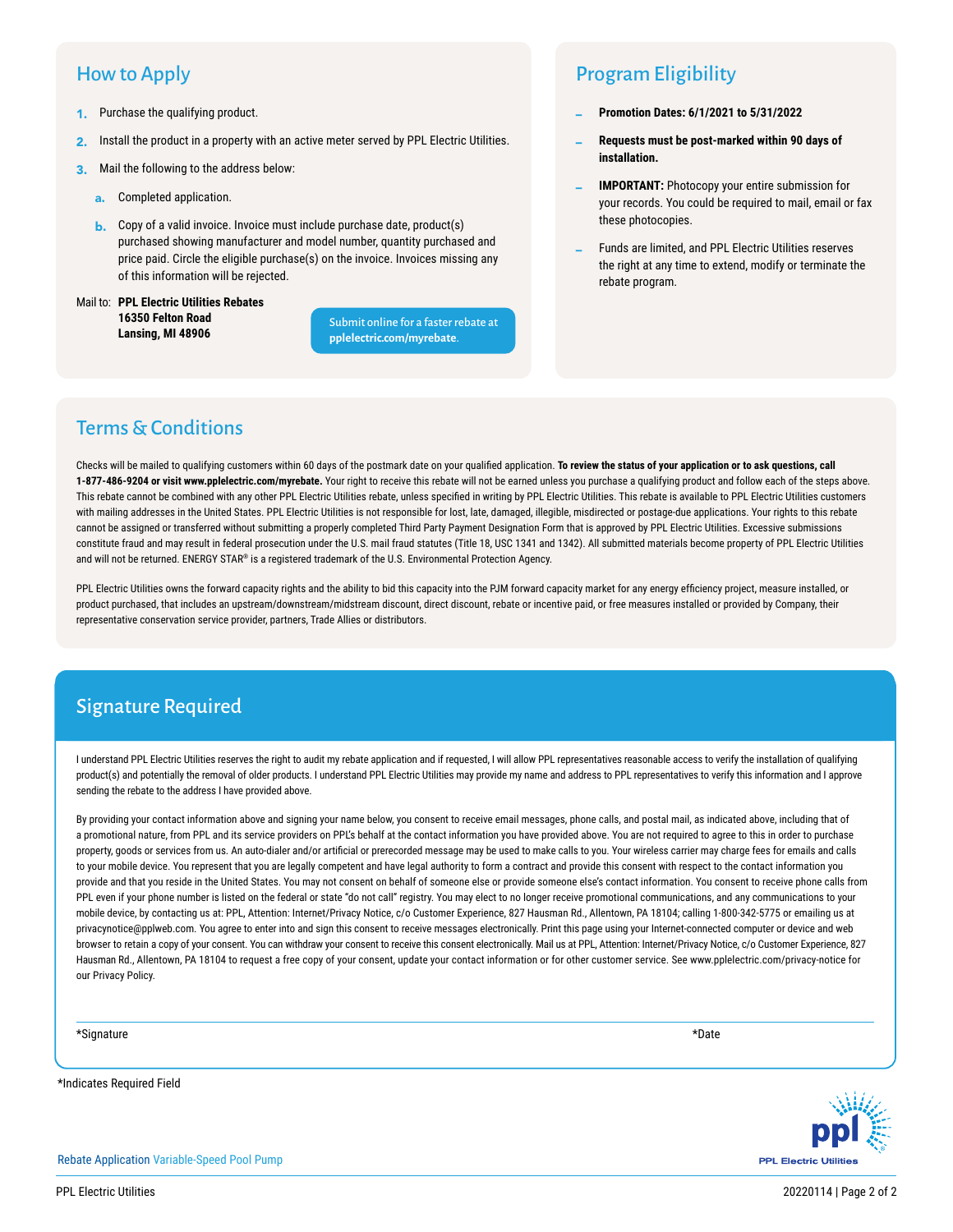## How to Apply

1. Purchase the qualifying product.
2. Install the product in a property with an active meter served by PPL Electric Utilities.
3. Mail the following to the address below:
   a. Completed application.
   b. Copy of a valid invoice. Invoice must include purchase date, product(s) purchased showing manufacturer and model number, quantity purchased and price paid. Circle the eligible purchase(s) on the invoice. Invoices missing any of this information will be rejected.

Mail to: **PPL Electric Utilities Rebates**
**16350 Felton Road**
**Lansing, MI 48906**

Submit online for a faster rebate at **pplelectric.com/myrebate**.

## Program Eligibility

- **Promotion Dates: 6/1/2021 to 5/31/2022**
- **Requests must be post-marked within 90 days of installation.**
- **IMPORTANT:** Photocopy your entire submission for your records. You could be required to mail, email or fax these photocopies.
- Funds are limited, and PPL Electric Utilities reserves the right at any time to extend, modify or terminate the rebate program.

## Terms & Conditions

Checks will be mailed to qualifying customers within 60 days of the postmark date on your qualified application. **To review the status of your application or to ask questions, call 1-877-486-9204 or visit www.pplelectric.com/myrebate.** Your right to receive this rebate will not be earned unless you purchase a qualifying product and follow each of the steps above. This rebate cannot be combined with any other PPL Electric Utilities rebate, unless specified in writing by PPL Electric Utilities. This rebate is available to PPL Electric Utilities customers with mailing addresses in the United States. PPL Electric Utilities is not responsible for lost, late, damaged, illegible, misdirected or postage-due applications. Your rights to this rebate cannot be assigned or transferred without submitting a properly completed Third Party Payment Designation Form that is approved by PPL Electric Utilities. Excessive submissions constitute fraud and may result in federal prosecution under the U.S. mail fraud statutes (Title 18, USC 1341 and 1342). All submitted materials become property of PPL Electric Utilities and will not be returned. ENERGY STAR® is a registered trademark of the U.S. Environmental Protection Agency.

PPL Electric Utilities owns the forward capacity rights and the ability to bid this capacity into the PJM forward capacity market for any energy efficiency project, measure installed, or product purchased, that includes an upstream/downstream/midstream discount, direct discount, rebate or incentive paid, or free measures installed or provided by Company, their representative conservation service provider, partners, Trade Allies or distributors.

## Signature Required

I understand PPL Electric Utilities reserves the right to audit my rebate application and if requested, I will allow PPL representatives reasonable access to verify the installation of qualifying product(s) and potentially the removal of older products. I understand PPL Electric Utilities may provide my name and address to PPL representatives to verify this information and I approve sending the rebate to the address I have provided above.

By providing your contact information above and signing your name below, you consent to receive email messages, phone calls, and postal mail, as indicated above, including that of a promotional nature, from PPL and its service providers on PPL's behalf at the contact information you have provided above. You are not required to agree to this in order to purchase property, goods or services from us. An auto-dialer and/or artificial or prerecorded message may be used to make calls to you. Your wireless carrier may charge fees for emails and calls to your mobile device. You represent that you are legally competent and have legal authority to form a contract and provide this consent with respect to the contact information you provide and that you reside in the United States. You may not consent on behalf of someone else or provide someone else's contact information. You consent to receive phone calls from PPL even if your phone number is listed on the federal or state "do not call" registry. You may elect to no longer receive promotional communications, and any communications to your mobile device, by contacting us at: PPL, Attention: Internet/Privacy Notice, c/o Customer Experience, 827 Hausman Rd., Allentown, PA 18104; calling 1-800-342-5775 or emailing us at privacynotice@pplweb.com. You agree to enter into and sign this consent to receive messages electronically. Print this page using your Internet-connected computer or device and web browser to retain a copy of your consent. You can withdraw your consent to receive this consent electronically. Mail us at PPL, Attention: Internet/Privacy Notice, c/o Customer Experience, 827 Hausman Rd., Allentown, PA 18104 to request a free copy of your consent, update your contact information or for other customer service. See www.pplelectric.com/privacy-notice for our Privacy Policy.

*Signature _______________________ *Date ___________

*Indicates Required Field

Rebate Application Variable-Speed Pool Pump

PPL Electric Utilities